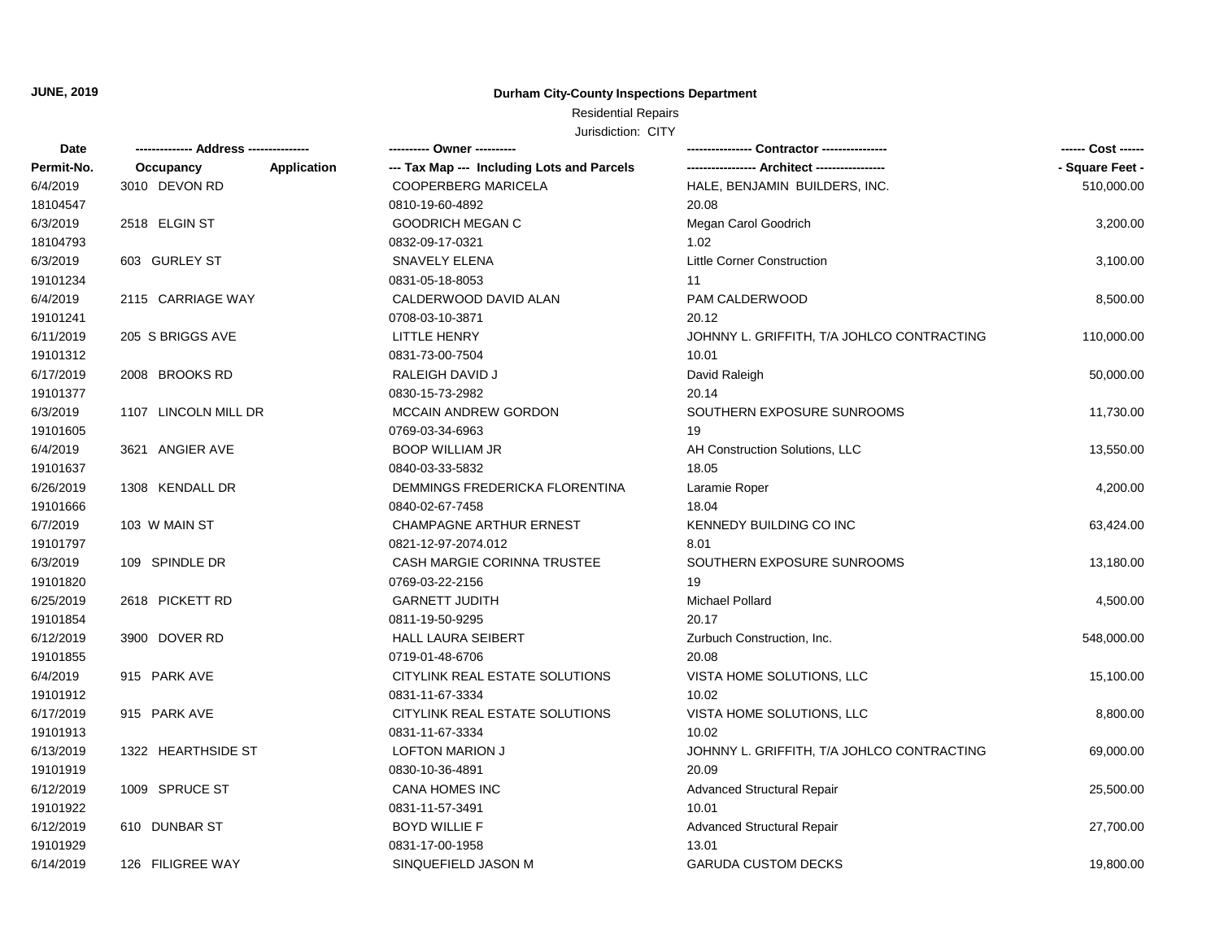**JUNE, 2019**

# Durham City-County Inspections Department

Residential Repairs

Jurisdiction: CITY

| Date | -------------- Address -------------- | | ---------- Owner ---------- | ---------------- Contractor ---------------- | ------ Cost ------ |
|---|---|---|---|---|---|
| Permit-No. | Occupancy | Application | --- Tax Map --- Including Lots and Parcels | ----------------- Architect ----------------- | - Square Feet - |
| 6/4/2019 | 3010 DEVON RD | | COOPERBERG MARICELA | HALE, BENJAMIN BUILDERS, INC. | 510,000.00 |
| 18104547 | | | 0810-19-60-4892 | 20.08 | |
| 6/3/2019 | 2518 ELGIN ST | | GOODRICH MEGAN C | Megan Carol Goodrich | 3,200.00 |
| 18104793 | | | 0832-09-17-0321 | 1.02 | |
| 6/3/2019 | 603 GURLEY ST | | SNAVELY ELENA | Little Corner Construction | 3,100.00 |
| 19101234 | | | 0831-05-18-8053 | 11 | |
| 6/4/2019 | 2115 CARRIAGE WAY | | CALDERWOOD DAVID ALAN | PAM CALDERWOOD | 8,500.00 |
| 19101241 | | | 0708-03-10-3871 | 20.12 | |
| 6/11/2019 | 205 S BRIGGS AVE | | LITTLE HENRY | JOHNNY L. GRIFFITH, T/A JOHLCO CONTRACTING | 110,000.00 |
| 19101312 | | | 0831-73-00-7504 | 10.01 | |
| 6/17/2019 | 2008 BROOKS RD | | RALEIGH DAVID J | David Raleigh | 50,000.00 |
| 19101377 | | | 0830-15-73-2982 | 20.14 | |
| 6/3/2019 | 1107 LINCOLN MILL DR | | MCCAIN ANDREW GORDON | SOUTHERN EXPOSURE SUNROOMS | 11,730.00 |
| 19101605 | | | 0769-03-34-6963 | 19 | |
| 6/4/2019 | 3621 ANGIER AVE | | BOOP WILLIAM JR | AH Construction Solutions, LLC | 13,550.00 |
| 19101637 | | | 0840-03-33-5832 | 18.05 | |
| 6/26/2019 | 1308 KENDALL DR | | DEMMINGS FREDERICKA FLORENTINA | Laramie Roper | 4,200.00 |
| 19101666 | | | 0840-02-67-7458 | 18.04 | |
| 6/7/2019 | 103 W MAIN ST | | CHAMPAGNE ARTHUR ERNEST | KENNEDY BUILDING CO INC | 63,424.00 |
| 19101797 | | | 0821-12-97-2074.012 | 8.01 | |
| 6/3/2019 | 109 SPINDLE DR | | CASH MARGIE CORINNA TRUSTEE | SOUTHERN EXPOSURE SUNROOMS | 13,180.00 |
| 19101820 | | | 0769-03-22-2156 | 19 | |
| 6/25/2019 | 2618 PICKETT RD | | GARNETT JUDITH | Michael Pollard | 4,500.00 |
| 19101854 | | | 0811-19-50-9295 | 20.17 | |
| 6/12/2019 | 3900 DOVER RD | | HALL LAURA SEIBERT | Zurbuch Construction, Inc. | 548,000.00 |
| 19101855 | | | 0719-01-48-6706 | 20.08 | |
| 6/4/2019 | 915 PARK AVE | | CITYLINK REAL ESTATE SOLUTIONS | VISTA HOME SOLUTIONS, LLC | 15,100.00 |
| 19101912 | | | 0831-11-67-3334 | 10.02 | |
| 6/17/2019 | 915 PARK AVE | | CITYLINK REAL ESTATE SOLUTIONS | VISTA HOME SOLUTIONS, LLC | 8,800.00 |
| 19101913 | | | 0831-11-67-3334 | 10.02 | |
| 6/13/2019 | 1322 HEARTHSIDE ST | | LOFTON MARION J | JOHNNY L. GRIFFITH, T/A JOHLCO CONTRACTING | 69,000.00 |
| 19101919 | | | 0830-10-36-4891 | 20.09 | |
| 6/12/2019 | 1009 SPRUCE ST | | CANA HOMES INC | Advanced Structural Repair | 25,500.00 |
| 19101922 | | | 0831-11-57-3491 | 10.01 | |
| 6/12/2019 | 610 DUNBAR ST | | BOYD WILLIE F | Advanced Structural Repair | 27,700.00 |
| 19101929 | | | 0831-17-00-1958 | 13.01 | |
| 6/14/2019 | 126 FILIGREE WAY | | SINQUEFIELD JASON M | GARUDA CUSTOM DECKS | 19,800.00 |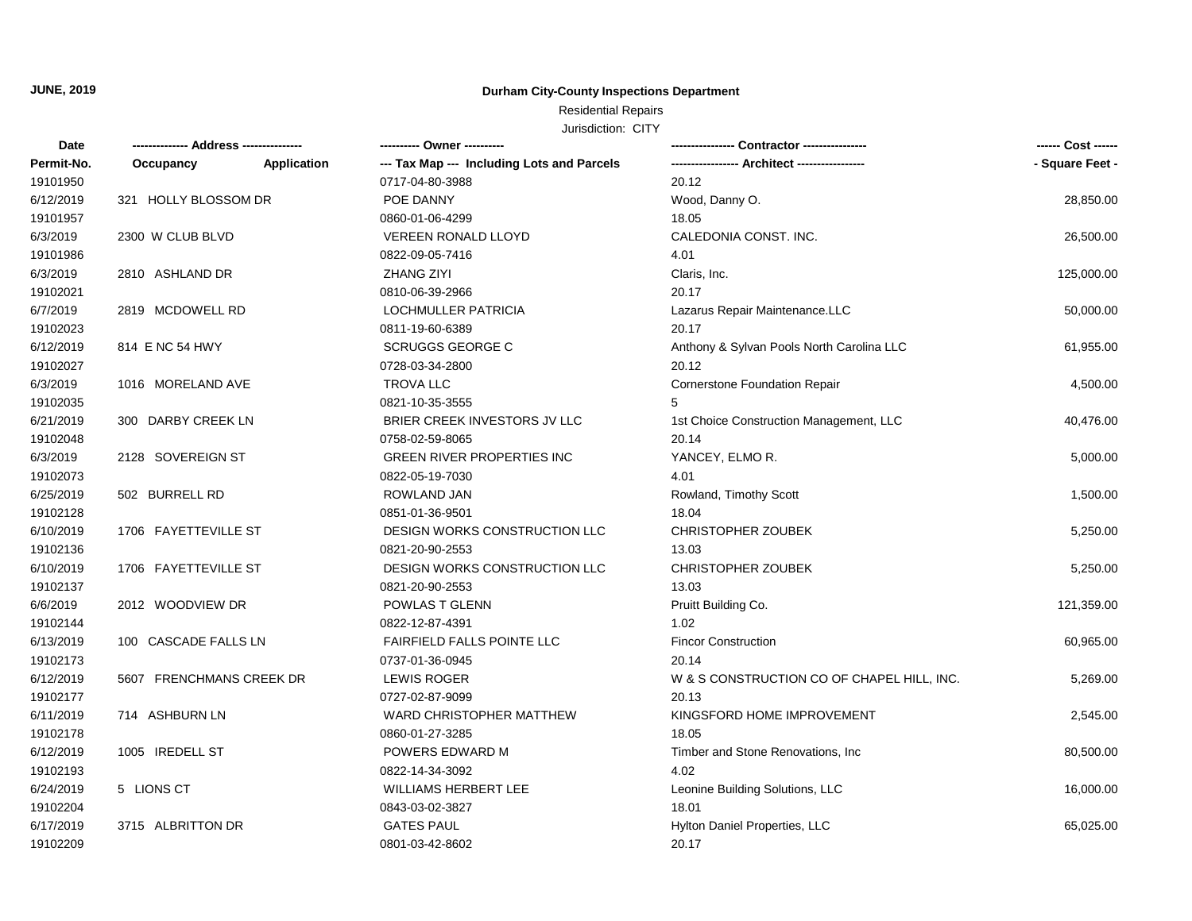**JUNE, 2019**

## Durham City-County Inspections Department

Residential Repairs

Jurisdiction: CITY

| Date / Permit-No. | Address / Occupancy / Application | Owner / Tax Map --- Including Lots and Parcels | Contractor / Architect | Cost / Square Feet |
|---|---|---|---|---|
| 19101950 | | 0717-04-80-3988 | 20.12 | |
| 6/12/2019 | 321 HOLLY BLOSSOM DR | POE DANNY | Wood, Danny O. | 28,850.00 |
| 19101957 | | 0860-01-06-4299 | 18.05 | |
| 6/3/2019 | 2300 W CLUB BLVD | VEREEN RONALD LLOYD | CALEDONIA CONST. INC. | 26,500.00 |
| 19101986 | | 0822-09-05-7416 | 4.01 | |
| 6/3/2019 | 2810 ASHLAND DR | ZHANG ZIYI | Claris, Inc. | 125,000.00 |
| 19102021 | | 0810-06-39-2966 | 20.17 | |
| 6/7/2019 | 2819 MCDOWELL RD | LOCHMULLER PATRICIA | Lazarus Repair Maintenance.LLC | 50,000.00 |
| 19102023 | | 0811-19-60-6389 | 20.17 | |
| 6/12/2019 | 814 E NC 54 HWY | SCRUGGS GEORGE C | Anthony & Sylvan Pools North Carolina LLC | 61,955.00 |
| 19102027 | | 0728-03-34-2800 | 20.12 | |
| 6/3/2019 | 1016 MORELAND AVE | TROVA LLC | Cornerstone Foundation Repair | 4,500.00 |
| 19102035 | | 0821-10-35-3555 | 5 | |
| 6/21/2019 | 300 DARBY CREEK LN | BRIER CREEK INVESTORS JV LLC | 1st Choice Construction Management, LLC | 40,476.00 |
| 19102048 | | 0758-02-59-8065 | 20.14 | |
| 6/3/2019 | 2128 SOVEREIGN ST | GREEN RIVER PROPERTIES INC | YANCEY, ELMO R. | 5,000.00 |
| 19102073 | | 0822-05-19-7030 | 4.01 | |
| 6/25/2019 | 502 BURRELL RD | ROWLAND JAN | Rowland, Timothy Scott | 1,500.00 |
| 19102128 | | 0851-01-36-9501 | 18.04 | |
| 6/10/2019 | 1706 FAYETTEVILLE ST | DESIGN WORKS CONSTRUCTION LLC | CHRISTOPHER ZOUBEK | 5,250.00 |
| 19102136 | | 0821-20-90-2553 | 13.03 | |
| 6/10/2019 | 1706 FAYETTEVILLE ST | DESIGN WORKS CONSTRUCTION LLC | CHRISTOPHER ZOUBEK | 5,250.00 |
| 19102137 | | 0821-20-90-2553 | 13.03 | |
| 6/6/2019 | 2012 WOODVIEW DR | POWLAS T GLENN | Pruitt Building Co. | 121,359.00 |
| 19102144 | | 0822-12-87-4391 | 1.02 | |
| 6/13/2019 | 100 CASCADE FALLS LN | FAIRFIELD FALLS POINTE LLC | Fincor Construction | 60,965.00 |
| 19102173 | | 0737-01-36-0945 | 20.14 | |
| 6/12/2019 | 5607 FRENCHMANS CREEK DR | LEWIS ROGER | W & S CONSTRUCTION CO OF CHAPEL HILL, INC. | 5,269.00 |
| 19102177 | | 0727-02-87-9099 | 20.13 | |
| 6/11/2019 | 714 ASHBURN LN | WARD CHRISTOPHER MATTHEW | KINGSFORD HOME IMPROVEMENT | 2,545.00 |
| 19102178 | | 0860-01-27-3285 | 18.05 | |
| 6/12/2019 | 1005 IREDELL ST | POWERS EDWARD M | Timber and Stone Renovations, Inc | 80,500.00 |
| 19102193 | | 0822-14-34-3092 | 4.02 | |
| 6/24/2019 | 5 LIONS CT | WILLIAMS HERBERT LEE | Leonine Building Solutions, LLC | 16,000.00 |
| 19102204 | | 0843-03-02-3827 | 18.01 | |
| 6/17/2019 | 3715 ALBRITTON DR | GATES PAUL | Hylton Daniel Properties, LLC | 65,025.00 |
| 19102209 | | 0801-03-42-8602 | 20.17 | |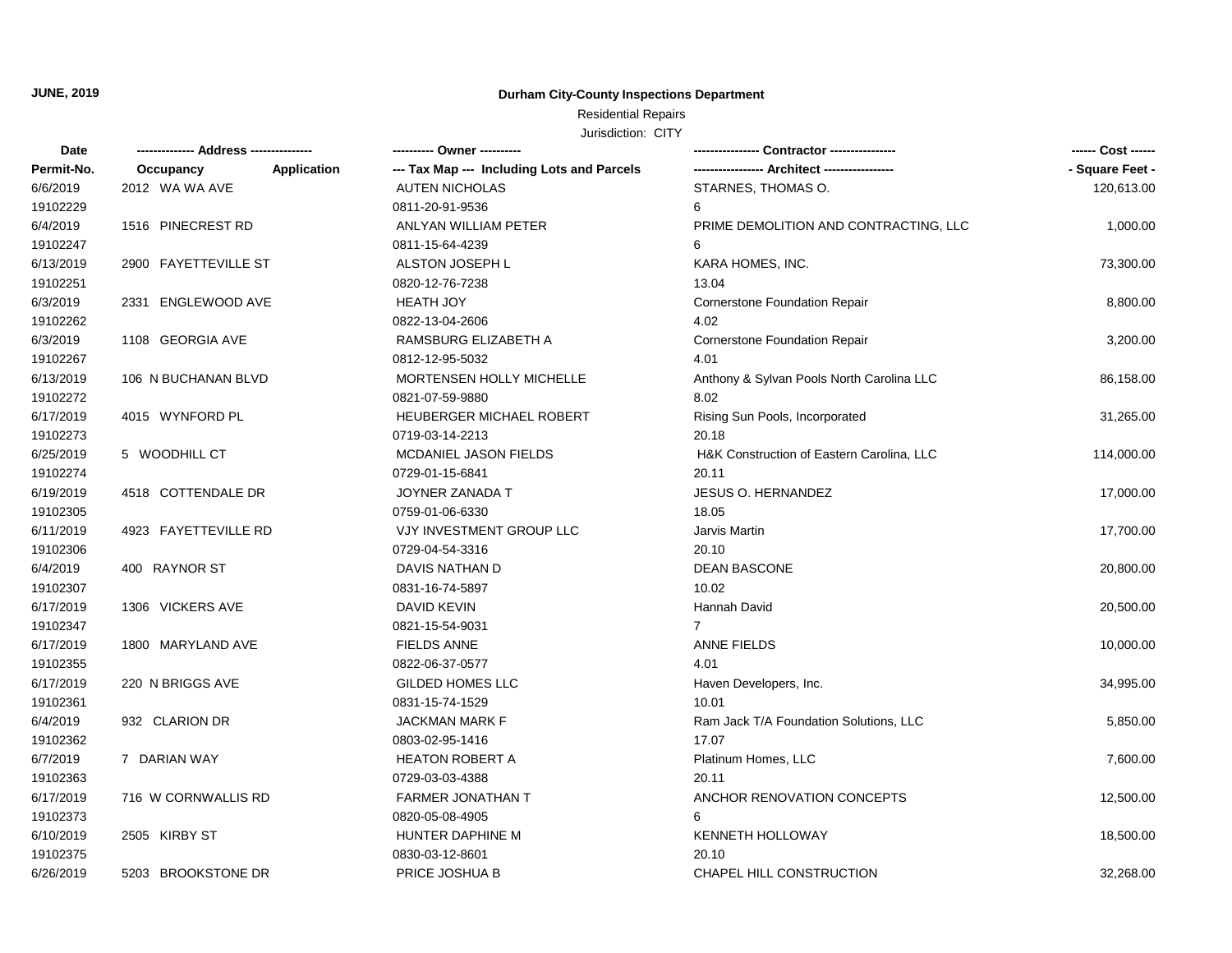**JUNE, 2019**

**Durham City-County Inspections Department**

Residential Repairs

Jurisdiction: CITY

| Date<br>Permit-No. | -------------- Address ---------------<br>Occupancy Application | ---------- Owner ----------<br>--- Tax Map --- Including Lots and Parcels | ---------------- Contractor ----------------<br>----------------- Architect ----------------- | ------ Cost ------<br>- Square Feet - |
|---|---|---|---|---|
| 6/6/2019 | 2012 WA WA AVE | AUTEN NICHOLAS | STARNES, THOMAS O. | 120,613.00 |
| 19102229 | | 0811-20-91-9536 | 6 | |
| 6/4/2019 | 1516 PINECREST RD | ANLYAN WILLIAM PETER | PRIME DEMOLITION AND CONTRACTING, LLC | 1,000.00 |
| 19102247 | | 0811-15-64-4239 | 6 | |
| 6/13/2019 | 2900 FAYETTEVILLE ST | ALSTON JOSEPH L | KARA HOMES, INC. | 73,300.00 |
| 19102251 | | 0820-12-76-7238 | 13.04 | |
| 6/3/2019 | 2331 ENGLEWOOD AVE | HEATH JOY | Cornerstone Foundation Repair | 8,800.00 |
| 19102262 | | 0822-13-04-2606 | 4.02 | |
| 6/3/2019 | 1108 GEORGIA AVE | RAMSBURG ELIZABETH A | Cornerstone Foundation Repair | 3,200.00 |
| 19102267 | | 0812-12-95-5032 | 4.01 | |
| 6/13/2019 | 106 N BUCHANAN BLVD | MORTENSEN HOLLY MICHELLE | Anthony & Sylvan Pools North Carolina LLC | 86,158.00 |
| 19102272 | | 0821-07-59-9880 | 8.02 | |
| 6/17/2019 | 4015 WYNFORD PL | HEUBERGER MICHAEL ROBERT | Rising Sun Pools, Incorporated | 31,265.00 |
| 19102273 | | 0719-03-14-2213 | 20.18 | |
| 6/25/2019 | 5 WOODHILL CT | MCDANIEL JASON FIELDS | H&K Construction of Eastern Carolina, LLC | 114,000.00 |
| 19102274 | | 0729-01-15-6841 | 20.11 | |
| 6/19/2019 | 4518 COTTENDALE DR | JOYNER ZANADA T | JESUS O. HERNANDEZ | 17,000.00 |
| 19102305 | | 0759-01-06-6330 | 18.05 | |
| 6/11/2019 | 4923 FAYETTEVILLE RD | VJY INVESTMENT GROUP LLC | Jarvis Martin | 17,700.00 |
| 19102306 | | 0729-04-54-3316 | 20.10 | |
| 6/4/2019 | 400 RAYNOR ST | DAVIS NATHAN D | DEAN BASCONE | 20,800.00 |
| 19102307 | | 0831-16-74-5897 | 10.02 | |
| 6/17/2019 | 1306 VICKERS AVE | DAVID KEVIN | Hannah David | 20,500.00 |
| 19102347 | | 0821-15-54-9031 | 7 | |
| 6/17/2019 | 1800 MARYLAND AVE | FIELDS ANNE | ANNE FIELDS | 10,000.00 |
| 19102355 | | 0822-06-37-0577 | 4.01 | |
| 6/17/2019 | 220 N BRIGGS AVE | GILDED HOMES LLC | Haven Developers, Inc. | 34,995.00 |
| 19102361 | | 0831-15-74-1529 | 10.01 | |
| 6/4/2019 | 932 CLARION DR | JACKMAN MARK F | Ram Jack T/A Foundation Solutions, LLC | 5,850.00 |
| 19102362 | | 0803-02-95-1416 | 17.07 | |
| 6/7/2019 | 7 DARIAN WAY | HEATON ROBERT A | Platinum Homes, LLC | 7,600.00 |
| 19102363 | | 0729-03-03-4388 | 20.11 | |
| 6/17/2019 | 716 W CORNWALLIS RD | FARMER JONATHAN T | ANCHOR RENOVATION CONCEPTS | 12,500.00 |
| 19102373 | | 0820-05-08-4905 | 6 | |
| 6/10/2019 | 2505 KIRBY ST | HUNTER DAPHINE M | KENNETH HOLLOWAY | 18,500.00 |
| 19102375 | | 0830-03-12-8601 | 20.10 | |
| 6/26/2019 | 5203 BROOKSTONE DR | PRICE JOSHUA B | CHAPEL HILL CONSTRUCTION | 32,268.00 |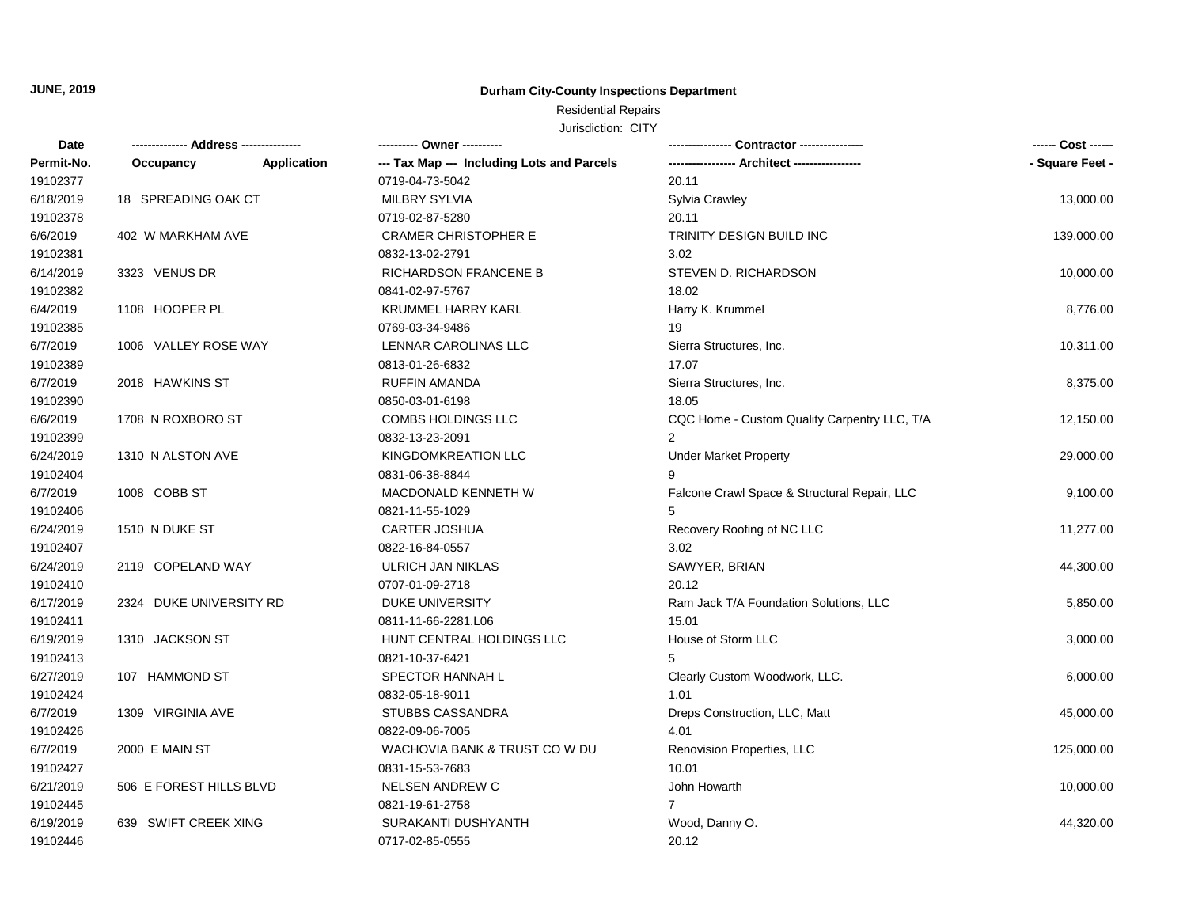**JUNE, 2019**

**Durham City-County Inspections Department**

Residential Repairs

Jurisdiction: CITY

| Date | -------------- Address --------------- | | ---------- Owner ---------- | ---------------- Contractor ---------------- | ------ Cost ------ |
|---|---|---|---|---|---|
| Permit-No. | Occupancy | Application | --- Tax Map --- Including Lots and Parcels | ----------------- Architect ----------------- | - Square Feet - |
| 19102377 | | | 0719-04-73-5042 | 20.11 | |
| 6/18/2019 | 18 SPREADING OAK CT | | MILBRY SYLVIA | Sylvia Crawley | 13,000.00 |
| 19102378 | | | 0719-02-87-5280 | 20.11 | |
| 6/6/2019 | 402 W MARKHAM AVE | | CRAMER CHRISTOPHER E | TRINITY DESIGN BUILD INC | 139,000.00 |
| 19102381 | | | 0832-13-02-2791 | 3.02 | |
| 6/14/2019 | 3323 VENUS DR | | RICHARDSON FRANCENE B | STEVEN D. RICHARDSON | 10,000.00 |
| 19102382 | | | 0841-02-97-5767 | 18.02 | |
| 6/4/2019 | 1108 HOOPER PL | | KRUMMEL HARRY KARL | Harry K. Krummel | 8,776.00 |
| 19102385 | | | 0769-03-34-9486 | 19 | |
| 6/7/2019 | 1006 VALLEY ROSE WAY | | LENNAR CAROLINAS LLC | Sierra Structures, Inc. | 10,311.00 |
| 19102389 | | | 0813-01-26-6832 | 17.07 | |
| 6/7/2019 | 2018 HAWKINS ST | | RUFFIN AMANDA | Sierra Structures, Inc. | 8,375.00 |
| 19102390 | | | 0850-03-01-6198 | 18.05 | |
| 6/6/2019 | 1708 N ROXBORO ST | | COMBS HOLDINGS LLC | CQC Home - Custom Quality Carpentry LLC, T/A | 12,150.00 |
| 19102399 | | | 0832-13-23-2091 | 2 | |
| 6/24/2019 | 1310 N ALSTON AVE | | KINGDOMKREATION LLC | Under Market Property | 29,000.00 |
| 19102404 | | | 0831-06-38-8844 | 9 | |
| 6/7/2019 | 1008 COBB ST | | MACDONALD KENNETH W | Falcone Crawl Space & Structural Repair, LLC | 9,100.00 |
| 19102406 | | | 0821-11-55-1029 | 5 | |
| 6/24/2019 | 1510 N DUKE ST | | CARTER JOSHUA | Recovery Roofing of NC LLC | 11,277.00 |
| 19102407 | | | 0822-16-84-0557 | 3.02 | |
| 6/24/2019 | 2119 COPELAND WAY | | ULRICH JAN NIKLAS | SAWYER, BRIAN | 44,300.00 |
| 19102410 | | | 0707-01-09-2718 | 20.12 | |
| 6/17/2019 | 2324 DUKE UNIVERSITY RD | | DUKE UNIVERSITY | Ram Jack T/A Foundation Solutions, LLC | 5,850.00 |
| 19102411 | | | 0811-11-66-2281.L06 | 15.01 | |
| 6/19/2019 | 1310 JACKSON ST | | HUNT CENTRAL HOLDINGS LLC | House of Storm LLC | 3,000.00 |
| 19102413 | | | 0821-10-37-6421 | 5 | |
| 6/27/2019 | 107 HAMMOND ST | | SPECTOR HANNAH L | Clearly Custom Woodwork, LLC. | 6,000.00 |
| 19102424 | | | 0832-05-18-9011 | 1.01 | |
| 6/7/2019 | 1309 VIRGINIA AVE | | STUBBS CASSANDRA | Dreps Construction, LLC, Matt | 45,000.00 |
| 19102426 | | | 0822-09-06-7005 | 4.01 | |
| 6/7/2019 | 2000 E MAIN ST | | WACHOVIA BANK & TRUST CO W DU | Renovision Properties, LLC | 125,000.00 |
| 19102427 | | | 0831-15-53-7683 | 10.01 | |
| 6/21/2019 | 506 E FOREST HILLS BLVD | | NELSEN ANDREW C | John Howarth | 10,000.00 |
| 19102445 | | | 0821-19-61-2758 | 7 | |
| 6/19/2019 | 639 SWIFT CREEK XING | | SURAKANTI DUSHYANTH | Wood, Danny O. | 44,320.00 |
| 19102446 | | | 0717-02-85-0555 | 20.12 | |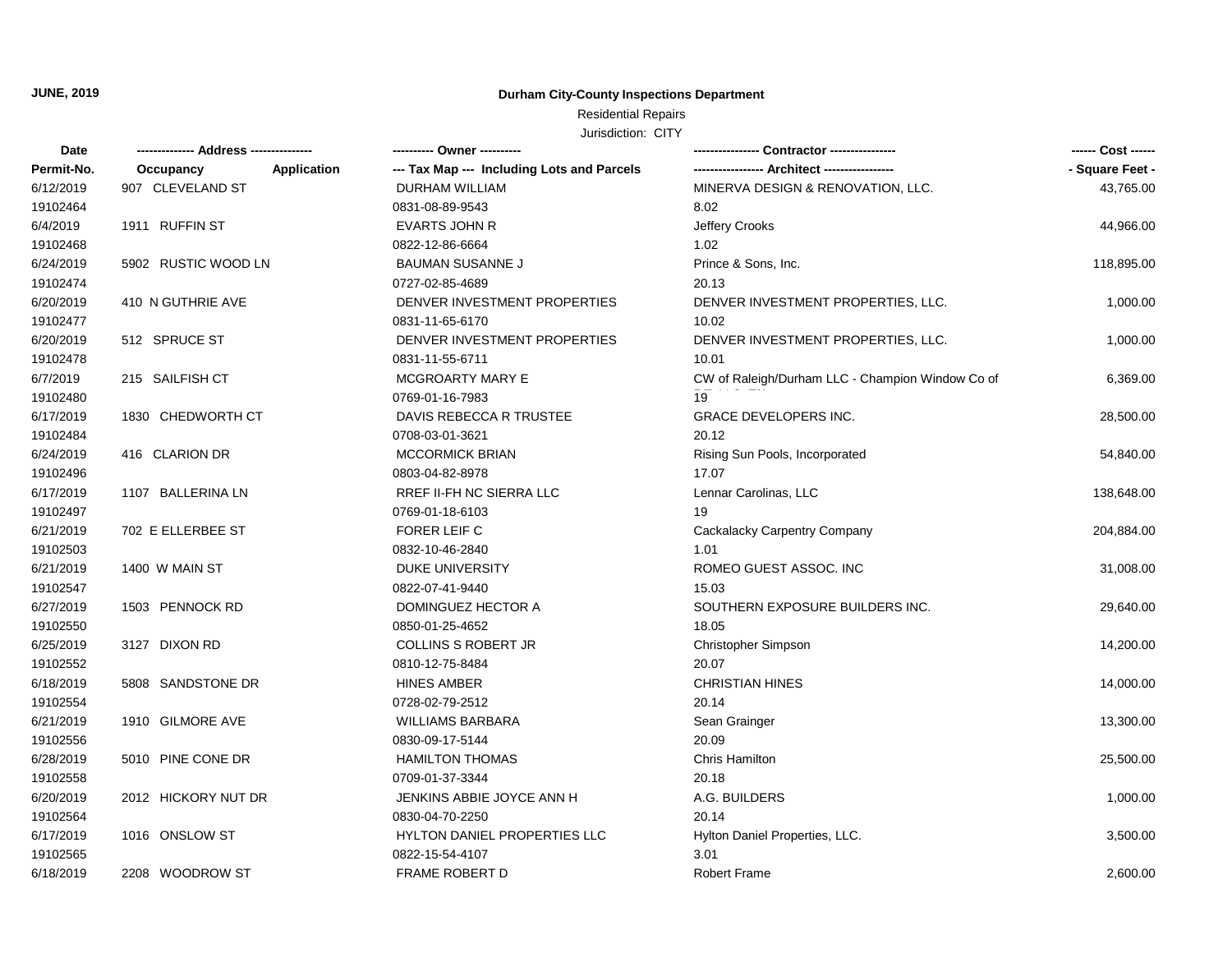**JUNE, 2019**

**Durham City-County Inspections Department**

Residential Repairs

Jurisdiction: CITY

| Date<br>Permit-No. | -------------- Address --------------<br>Occupancy Application | ---------- Owner ----------<br>--- Tax Map --- Including Lots and Parcels | ---------------- Contractor ----------------<br>---------------- Architect ---------------- | ------ Cost ------<br>- Square Feet - |
|---|---|---|---|---|
| 6/12/2019<br>19102464 | 907 CLEVELAND ST | DURHAM WILLIAM<br>0831-08-89-9543 | MINERVA DESIGN & RENOVATION, LLC.<br>8.02 | 43,765.00 |
| 6/4/2019<br>19102468 | 1911 RUFFIN ST | EVARTS JOHN R<br>0822-12-86-6664 | Jeffery Crooks<br>1.02 | 44,966.00 |
| 6/24/2019<br>19102474 | 5902 RUSTIC WOOD LN | BAUMAN SUSANNE J<br>0727-02-85-4689 | Prince & Sons, Inc.<br>20.13 | 118,895.00 |
| 6/20/2019<br>19102477 | 410 N GUTHRIE AVE | DENVER INVESTMENT PROPERTIES<br>0831-11-65-6170 | DENVER INVESTMENT PROPERTIES, LLC.<br>10.02 | 1,000.00 |
| 6/20/2019<br>19102478 | 512 SPRUCE ST | DENVER INVESTMENT PROPERTIES<br>0831-11-55-6711 | DENVER INVESTMENT PROPERTIES, LLC.<br>10.01 | 1,000.00 |
| 6/7/2019<br>19102480 | 215 SAILFISH CT | MCGROARTY MARY E<br>0769-01-16-7983 | CW of Raleigh/Durham LLC - Champion Window Co of<br>19 | 6,369.00 |
| 6/17/2019<br>19102484 | 1830 CHEDWORTH CT | DAVIS REBECCA R TRUSTEE<br>0708-03-01-3621 | GRACE DEVELOPERS INC.<br>20.12 | 28,500.00 |
| 6/24/2019<br>19102496 | 416 CLARION DR | MCCORMICK BRIAN<br>0803-04-82-8978 | Rising Sun Pools, Incorporated<br>17.07 | 54,840.00 |
| 6/17/2019<br>19102497 | 1107 BALLERINA LN | RREF II-FH NC SIERRA LLC<br>0769-01-18-6103 | Lennar Carolinas, LLC<br>19 | 138,648.00 |
| 6/21/2019<br>19102503 | 702 E ELLERBEE ST | FORER LEIF C<br>0832-10-46-2840 | Cackalacky Carpentry Company<br>1.01 | 204,884.00 |
| 6/21/2019<br>19102547 | 1400 W MAIN ST | DUKE UNIVERSITY<br>0822-07-41-9440 | ROMEO GUEST ASSOC. INC<br>15.03 | 31,008.00 |
| 6/27/2019<br>19102550 | 1503 PENNOCK RD | DOMINGUEZ HECTOR A<br>0850-01-25-4652 | SOUTHERN EXPOSURE BUILDERS INC.<br>18.05 | 29,640.00 |
| 6/25/2019<br>19102552 | 3127 DIXON RD | COLLINS S ROBERT JR<br>0810-12-75-8484 | Christopher Simpson<br>20.07 | 14,200.00 |
| 6/18/2019<br>19102554 | 5808 SANDSTONE DR | HINES AMBER<br>0728-02-79-2512 | CHRISTIAN HINES<br>20.14 | 14,000.00 |
| 6/21/2019<br>19102556 | 1910 GILMORE AVE | WILLIAMS BARBARA<br>0830-09-17-5144 | Sean Grainger<br>20.09 | 13,300.00 |
| 6/28/2019<br>19102558 | 5010 PINE CONE DR | HAMILTON THOMAS<br>0709-01-37-3344 | Chris Hamilton<br>20.18 | 25,500.00 |
| 6/20/2019<br>19102564 | 2012 HICKORY NUT DR | JENKINS ABBIE JOYCE ANN H<br>0830-04-70-2250 | A.G. BUILDERS<br>20.14 | 1,000.00 |
| 6/17/2019<br>19102565 | 1016 ONSLOW ST | HYLTON DANIEL PROPERTIES LLC<br>0822-15-54-4107 | Hylton Daniel Properties, LLC.<br>3.01 | 3,500.00 |
| 6/18/2019 | 2208 WOODROW ST | FRAME ROBERT D | Robert Frame | 2,600.00 |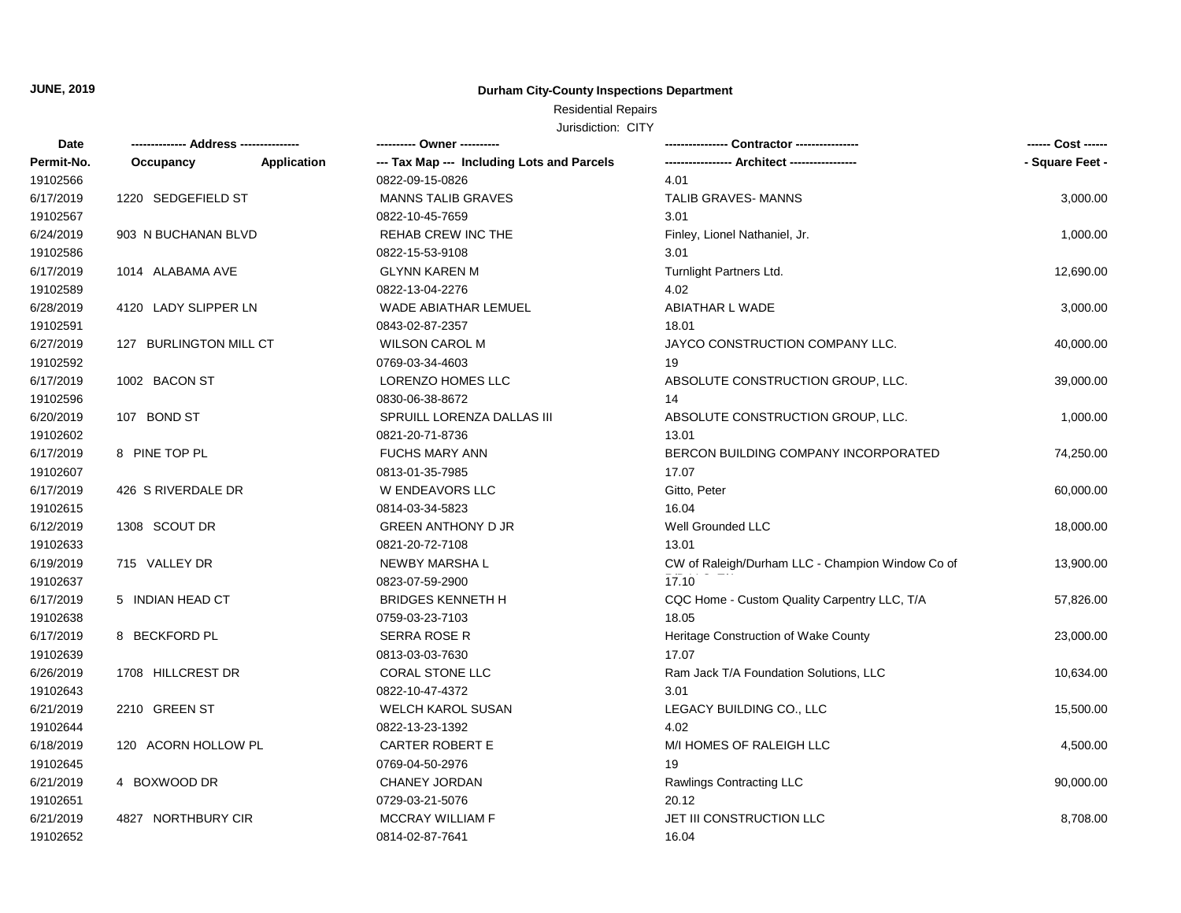**JUNE, 2019**

# Durham City-County Inspections Department

## Residential Repairs

Jurisdiction: CITY

| Date<br>Permit-No. | Address<br>Occupancy / Application | Owner<br>Tax Map --- Including Lots and Parcels | Contractor<br>Architect | Cost<br>Square Feet |
|---|---|---|---|---|
| 19102566 | | 0822-09-15-0826 | 4.01 | |
| 6/17/2019 | 1220 SEDGEFIELD ST | MANNS TALIB GRAVES | TALIB GRAVES- MANNS | 3,000.00 |
| 19102567 | | 0822-10-45-7659 | 3.01 | |
| 6/24/2019 | 903 N BUCHANAN BLVD | REHAB CREW INC THE | Finley, Lionel Nathaniel, Jr. | 1,000.00 |
| 19102586 | | 0822-15-53-9108 | 3.01 | |
| 6/17/2019 | 1014 ALABAMA AVE | GLYNN KAREN M | Turnlight Partners Ltd. | 12,690.00 |
| 19102589 | | 0822-13-04-2276 | 4.02 | |
| 6/28/2019 | 4120 LADY SLIPPER LN | WADE ABIATHAR LEMUEL | ABIATHAR L WADE | 3,000.00 |
| 19102591 | | 0843-02-87-2357 | 18.01 | |
| 6/27/2019 | 127 BURLINGTON MILL CT | WILSON CAROL M | JAYCO CONSTRUCTION COMPANY LLC. | 40,000.00 |
| 19102592 | | 0769-03-34-4603 | 19 | |
| 6/17/2019 | 1002 BACON ST | LORENZO HOMES LLC | ABSOLUTE CONSTRUCTION GROUP, LLC. | 39,000.00 |
| 19102596 | | 0830-06-38-8672 | 14 | |
| 6/20/2019 | 107 BOND ST | SPRUILL LORENZA DALLAS III | ABSOLUTE CONSTRUCTION GROUP, LLC. | 1,000.00 |
| 19102602 | | 0821-20-71-8736 | 13.01 | |
| 6/17/2019 | 8 PINE TOP PL | FUCHS MARY ANN | BERCON BUILDING COMPANY INCORPORATED | 74,250.00 |
| 19102607 | | 0813-01-35-7985 | 17.07 | |
| 6/17/2019 | 426 S RIVERDALE DR | W ENDEAVORS LLC | Gitto, Peter | 60,000.00 |
| 19102615 | | 0814-03-34-5823 | 16.04 | |
| 6/12/2019 | 1308 SCOUT DR | GREEN ANTHONY D JR | Well Grounded LLC | 18,000.00 |
| 19102633 | | 0821-20-72-7108 | 13.01 | |
| 6/19/2019 | 715 VALLEY DR | NEWBY MARSHA L | CW of Raleigh/Durham LLC - Champion Window Co of | 13,900.00 |
| 19102637 | | 0823-07-59-2900 | 17.10 | |
| 6/17/2019 | 5 INDIAN HEAD CT | BRIDGES KENNETH H | CQC Home - Custom Quality Carpentry LLC, T/A | 57,826.00 |
| 19102638 | | 0759-03-23-7103 | 18.05 | |
| 6/17/2019 | 8 BECKFORD PL | SERRA ROSE R | Heritage Construction of Wake County | 23,000.00 |
| 19102639 | | 0813-03-03-7630 | 17.07 | |
| 6/26/2019 | 1708 HILLCREST DR | CORAL STONE LLC | Ram Jack T/A Foundation Solutions, LLC | 10,634.00 |
| 19102643 | | 0822-10-47-4372 | 3.01 | |
| 6/21/2019 | 2210 GREEN ST | WELCH KAROL SUSAN | LEGACY BUILDING CO., LLC | 15,500.00 |
| 19102644 | | 0822-13-23-1392 | 4.02 | |
| 6/18/2019 | 120 ACORN HOLLOW PL | CARTER ROBERT E | M/I HOMES OF RALEIGH LLC | 4,500.00 |
| 19102645 | | 0769-04-50-2976 | 19 | |
| 6/21/2019 | 4 BOXWOOD DR | CHANEY JORDAN | Rawlings Contracting LLC | 90,000.00 |
| 19102651 | | 0729-03-21-5076 | 20.12 | |
| 6/21/2019 | 4827 NORTHBURY CIR | MCCRAY WILLIAM F | JET III CONSTRUCTION LLC | 8,708.00 |
| 19102652 | | 0814-02-87-7641 | 16.04 | |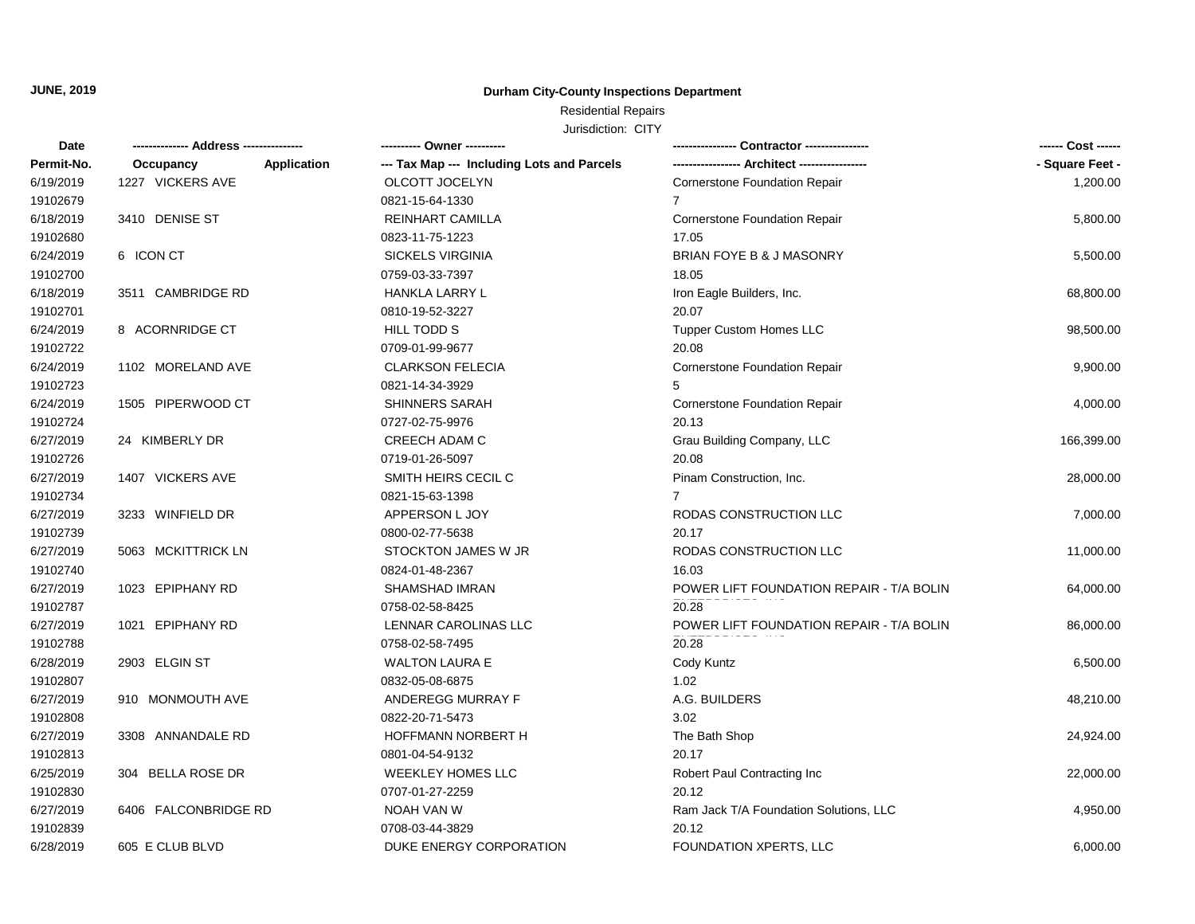**JUNE, 2019**

**Durham City-County Inspections Department**

Residential Repairs

Jurisdiction: CITY

| Date<br>Permit-No. | -------------- Address --------------<br>Occupancy Application | ---------- Owner ----------<br>--- Tax Map --- Including Lots and Parcels | ---------------- Contractor ----------------<br>----------------- Architect ----------------- | ------ Cost ------<br>- Square Feet - |
|---|---|---|---|---|
| 6/19/2019<br>19102679 | 1227 VICKERS AVE | OLCOTT JOCELYN<br>0821-15-64-1330 | Cornerstone Foundation Repair<br>7 | 1,200.00 |
| 6/18/2019<br>19102680 | 3410 DENISE ST | REINHART CAMILLA<br>0823-11-75-1223 | Cornerstone Foundation Repair<br>17.05 | 5,800.00 |
| 6/24/2019<br>19102700 | 6 ICON CT | SICKELS VIRGINIA<br>0759-03-33-7397 | BRIAN FOYE B & J MASONRY<br>18.05 | 5,500.00 |
| 6/18/2019<br>19102701 | 3511 CAMBRIDGE RD | HANKLA LARRY L<br>0810-19-52-3227 | Iron Eagle Builders, Inc.<br>20.07 | 68,800.00 |
| 6/24/2019<br>19102722 | 8 ACORNRIDGE CT | HILL TODD S<br>0709-01-99-9677 | Tupper Custom Homes LLC<br>20.08 | 98,500.00 |
| 6/24/2019<br>19102723 | 1102 MORELAND AVE | CLARKSON FELECIA<br>0821-14-34-3929 | Cornerstone Foundation Repair<br>5 | 9,900.00 |
| 6/24/2019<br>19102724 | 1505 PIPERWOOD CT | SHINNERS SARAH<br>0727-02-75-9976 | Cornerstone Foundation Repair<br>20.13 | 4,000.00 |
| 6/27/2019<br>19102726 | 24 KIMBERLY DR | CREECH ADAM C<br>0719-01-26-5097 | Grau Building Company, LLC<br>20.08 | 166,399.00 |
| 6/27/2019<br>19102734 | 1407 VICKERS AVE | SMITH HEIRS CECIL C<br>0821-15-63-1398 | Pinam Construction, Inc.<br>7 | 28,000.00 |
| 6/27/2019<br>19102739 | 3233 WINFIELD DR | APPERSON L JOY<br>0800-02-77-5638 | RODAS CONSTRUCTION LLC<br>20.17 | 7,000.00 |
| 6/27/2019<br>19102740 | 5063 MCKITTRICK LN | STOCKTON JAMES W JR<br>0824-01-48-2367 | RODAS CONSTRUCTION LLC<br>16.03 | 11,000.00 |
| 6/27/2019<br>19102787 | 1023 EPIPHANY RD | SHAMSHAD IMRAN<br>0758-02-58-8425 | POWER LIFT FOUNDATION REPAIR - T/A BOLIN ENTERPRISES, INC<br>20.28 | 64,000.00 |
| 6/27/2019<br>19102788 | 1021 EPIPHANY RD | LENNAR CAROLINAS LLC<br>0758-02-58-7495 | POWER LIFT FOUNDATION REPAIR - T/A BOLIN ENTERPRISES, INC<br>20.28 | 86,000.00 |
| 6/28/2019<br>19102807 | 2903 ELGIN ST | WALTON LAURA E<br>0832-05-08-6875 | Cody Kuntz<br>1.02 | 6,500.00 |
| 6/27/2019<br>19102808 | 910 MONMOUTH AVE | ANDEREGG MURRAY F<br>0822-20-71-5473 | A.G. BUILDERS<br>3.02 | 48,210.00 |
| 6/27/2019<br>19102813 | 3308 ANNANDALE RD | HOFFMANN NORBERT H<br>0801-04-54-9132 | The Bath Shop<br>20.17 | 24,924.00 |
| 6/25/2019<br>19102830 | 304 BELLA ROSE DR | WEEKLEY HOMES LLC<br>0707-01-27-2259 | Robert Paul Contracting Inc<br>20.12 | 22,000.00 |
| 6/27/2019<br>19102839 | 6406 FALCONBRIDGE RD | NOAH VAN W<br>0708-03-44-3829 | Ram Jack T/A Foundation Solutions, LLC<br>20.12 | 4,950.00 |
| 6/28/2019 | 605 E CLUB BLVD | DUKE ENERGY CORPORATION | FOUNDATION XPERTS, LLC | 6,000.00 |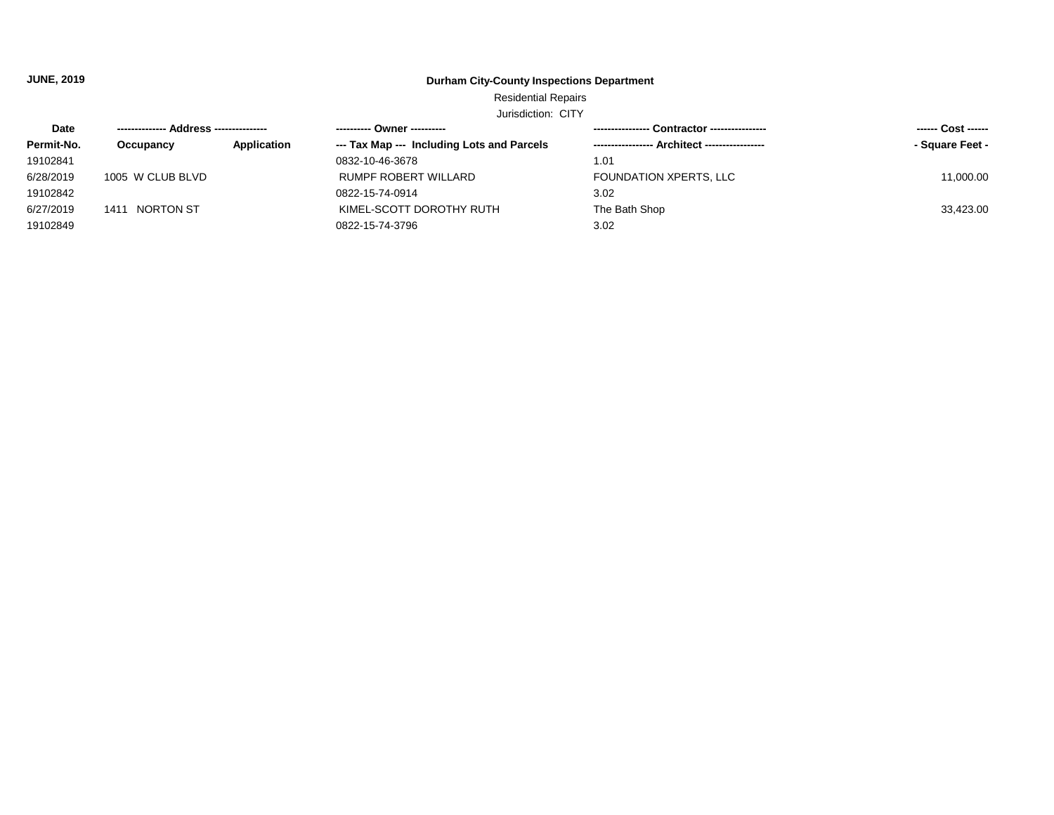**JUNE, 2019**

**Durham City-County Inspections Department**

Residential Repairs

Jurisdiction: CITY

| Date / Permit-No. | Address: Occupancy | Address: Application | Owner / Tax Map --- Including Lots and Parcels | Contractor / Architect | Cost / Square Feet |
|---|---|---|---|---|---|
| 19102841 | | | 0832-10-46-3678 | 1.01 | |
| 6/28/2019 | 1005 W CLUB BLVD | | RUMPF ROBERT WILLARD | FOUNDATION XPERTS, LLC | 11,000.00 |
| 19102842 | | | 0822-15-74-0914 | 3.02 | |
| 6/27/2019 | 1411 NORTON ST | | KIMEL-SCOTT DOROTHY RUTH | The Bath Shop | 33,423.00 |
| 19102849 | | | 0822-15-74-3796 | 3.02 | |